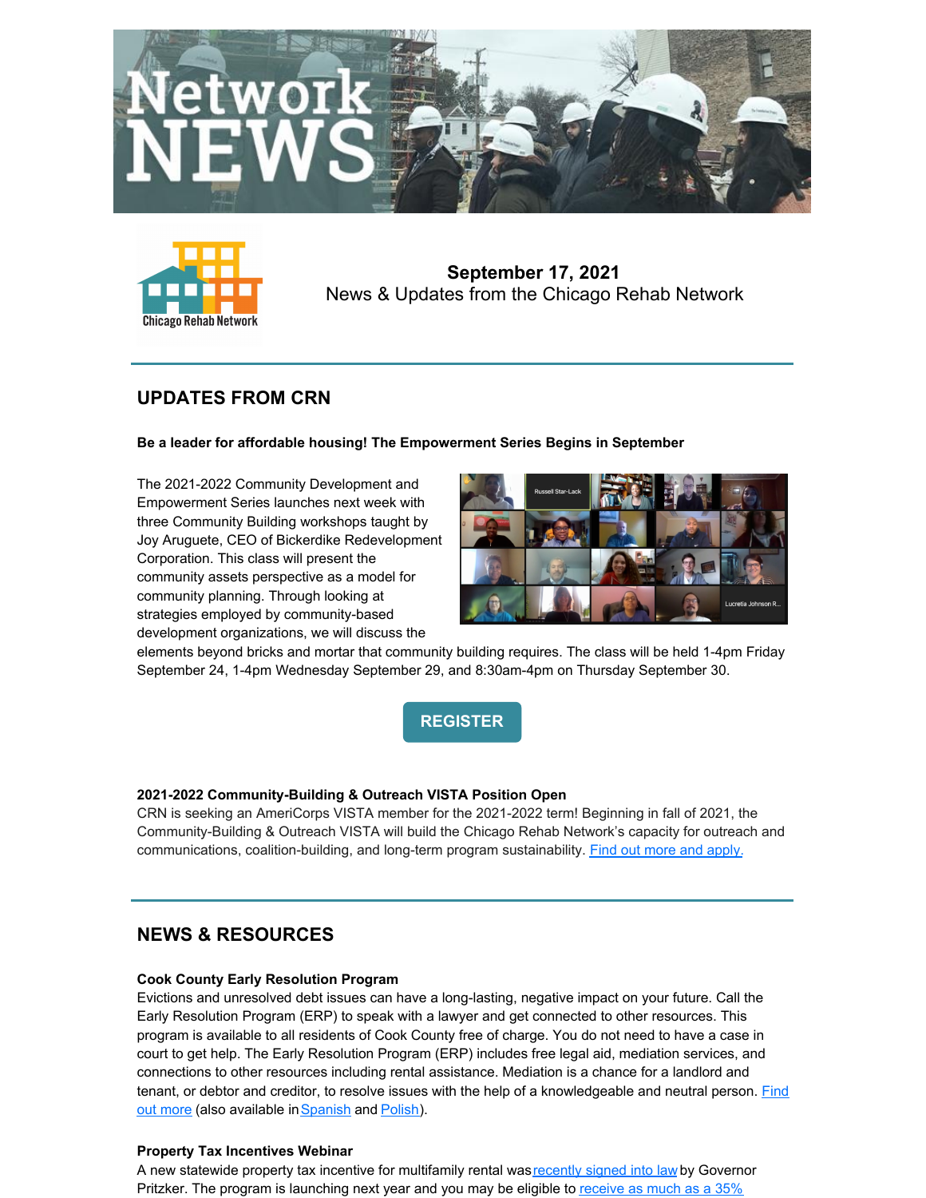# Network NEWS

**September 17, 2021**
News & Updates from the Chicago Rehab Network

## UPDATES FROM CRN

**Be a leader for affordable housing! The Empowerment Series Begins in September**

The 2021-2022 Community Development and Empowerment Series launches next week with three Community Building workshops taught by Joy Aruguete, CEO of Bickerdike Redevelopment Corporation. This class will present the community assets perspective as a model for community planning. Through looking at strategies employed by community-based development organizations, we will discuss the elements beyond bricks and mortar that community building requires. The class will be held 1-4pm Friday September 24, 1-4pm Wednesday September 29, and 8:30am-4pm on Thursday September 30.

REGISTER

**2021-2022 Community-Building & Outreach VISTA Position Open**
CRN is seeking an AmeriCorps VISTA member for the 2021-2022 term! Beginning in fall of 2021, the Community-Building & Outreach VISTA will build the Chicago Rehab Network's capacity for outreach and communications, coalition-building, and long-term program sustainability. Find out more and apply.

## NEWS & RESOURCES

**Cook County Early Resolution Program**
Evictions and unresolved debt issues can have a long-lasting, negative impact on your future. Call the Early Resolution Program (ERP) to speak with a lawyer and get connected to other resources. This program is available to all residents of Cook County free of charge. You do not need to have a case in court to get help. The Early Resolution Program (ERP) includes free legal aid, mediation services, and connections to other resources including rental assistance. Mediation is a chance for a landlord and tenant, or debtor and creditor, to resolve issues with the help of a knowledgeable and neutral person. Find out more (also available in Spanish and Polish).

**Property Tax Incentives Webinar**
A new statewide property tax incentive for multifamily rental was recently signed into law by Governor Pritzker. The program is launching next year and you may be eligible to receive as much as a 35%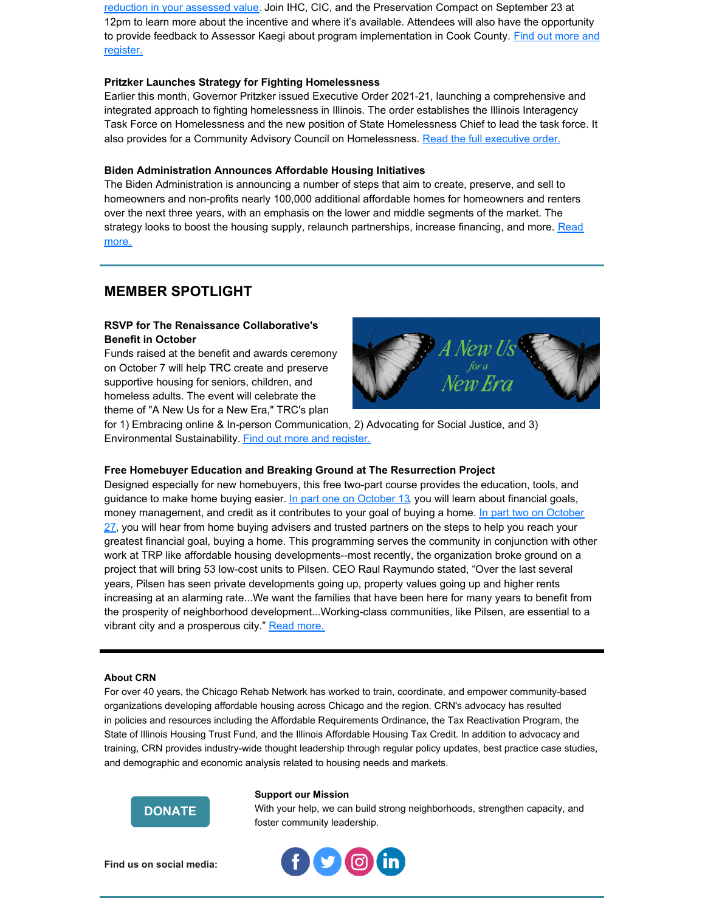reduction in your assessed value. Join IHC, CIC, and the Preservation Compact on September 23 at 12pm to learn more about the incentive and where it's available. Attendees will also have the opportunity to provide feedback to Assessor Kaegi about program implementation in Cook County. Find out more and register.

**Pritzker Launches Strategy for Fighting Homelessness**

Earlier this month, Governor Pritzker issued Executive Order 2021-21, launching a comprehensive and integrated approach to fighting homelessness in Illinois. The order establishes the Illinois Interagency Task Force on Homelessness and the new position of State Homelessness Chief to lead the task force. It also provides for a Community Advisory Council on Homelessness. Read the full executive order.

**Biden Administration Announces Affordable Housing Initiatives**

The Biden Administration is announcing a number of steps that aim to create, preserve, and sell to homeowners and non-profits nearly 100,000 additional affordable homes for homeowners and renters over the next three years, with an emphasis on the lower and middle segments of the market. The strategy looks to boost the housing supply, relaunch partnerships, increase financing, and more. Read more.

## MEMBER SPOTLIGHT

**RSVP for The Renaissance Collaborative's Benefit in October**

Funds raised at the benefit and awards ceremony on October 7 will help TRC create and preserve supportive housing for seniors, children, and homeless adults. The event will celebrate the theme of "A New Us for a New Era," TRC's plan for 1) Embracing online & In-person Communication, 2) Advocating for Social Justice, and 3) Environmental Sustainability. Find out more and register.

**Free Homebuyer Education and Breaking Ground at The Resurrection Project**

Designed especially for new homebuyers, this free two-part course provides the education, tools, and guidance to make home buying easier. In part one on October 13, you will learn about financial goals, money management, and credit as it contributes to your goal of buying a home. In part two on October 27, you will hear from home buying advisers and trusted partners on the steps to help you reach your greatest financial goal, buying a home. This programming serves the community in conjunction with other work at TRP like affordable housing developments--most recently, the organization broke ground on a project that will bring 53 low-cost units to Pilsen. CEO Raul Raymundo stated, "Over the last several years, Pilsen has seen private developments going up, property values going up and higher rents increasing at an alarming rate...We want the families that have been here for many years to benefit from the prosperity of neighborhood development...Working-class communities, like Pilsen, are essential to a vibrant city and a prosperous city." Read more.

**About CRN**

For over 40 years, the Chicago Rehab Network has worked to train, coordinate, and empower community-based organizations developing affordable housing across Chicago and the region. CRN's advocacy has resulted in policies and resources including the Affordable Requirements Ordinance, the Tax Reactivation Program, the State of Illinois Housing Trust Fund, and the Illinois Affordable Housing Tax Credit. In addition to advocacy and training, CRN provides industry-wide thought leadership through regular policy updates, best practice case studies, and demographic and economic analysis related to housing needs and markets.

DONATE

**Support our Mission**

With your help, we can build strong neighborhoods, strengthen capacity, and foster community leadership.

**Find us on social media:**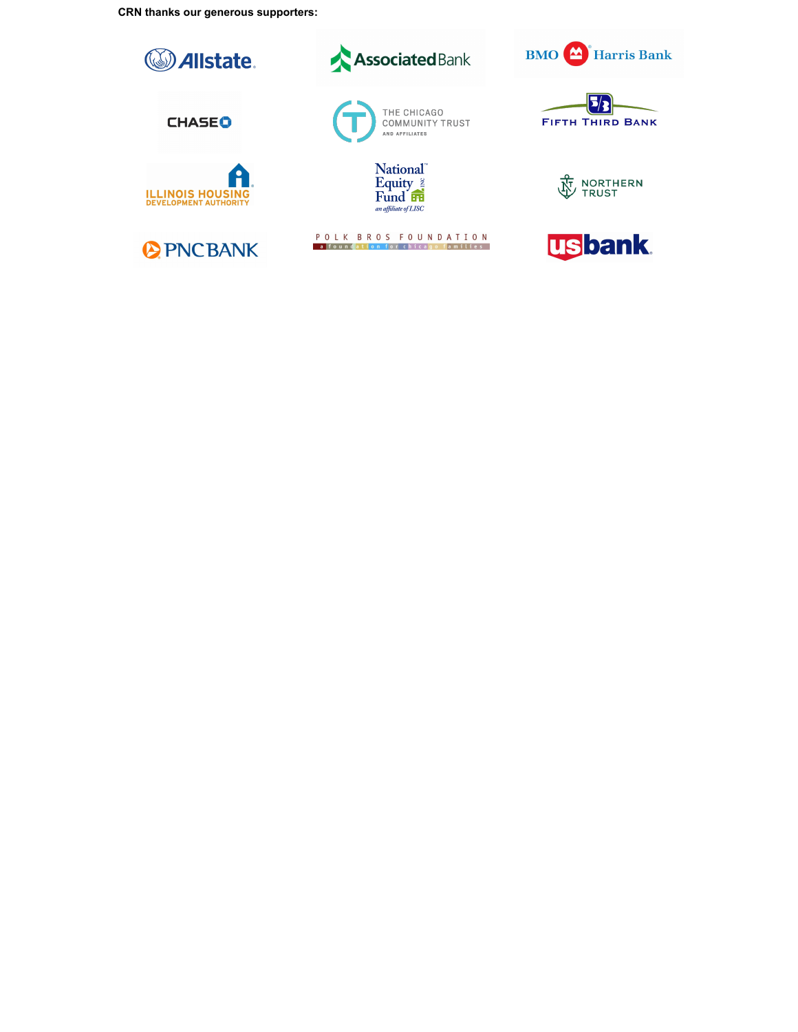**CRN thanks our generous supporters:**

Allstate

Associated Bank

BMO Harris Bank

CHASE

THE CHICAGO COMMUNITY TRUST AND AFFILIATES

FIFTH THIRD BANK

ILLINOIS HOUSING DEVELOPMENT AUTHORITY

National Equity Fund INC. an affiliate of LISC

NORTHERN TRUST

PNC BANK

POLK BROS FOUNDATION a foundation for chicago families

us bank